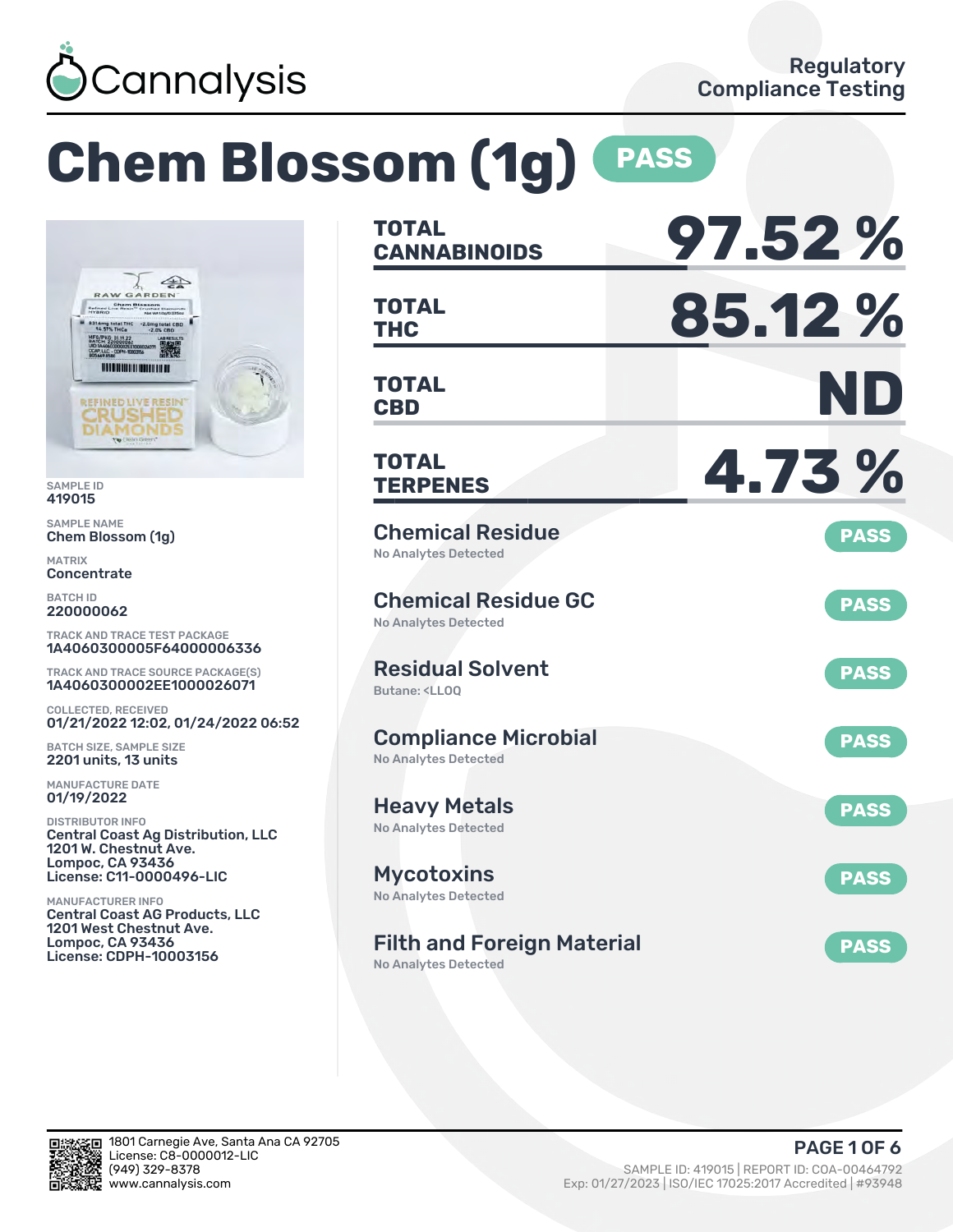Cannalysis

Regulatory Compliance Testing

# Chem Blossom (1g) PASS

SAMPLE ID
419015

SAMPLE NAME
Chem Blossom (1g)

MATRIX
Concentrate

BATCH ID
220000062

TRACK AND TRACE TEST PACKAGE
1A4060300005F64000006336

TRACK AND TRACE SOURCE PACKAGE(S)
1A4060300002EE1000026071

COLLECTED, RECEIVED
01/21/2022 12:02, 01/24/2022 06:52

BATCH SIZE, SAMPLE SIZE
2201 units, 13 units

MANUFACTURE DATE
01/19/2022

DISTRIBUTOR INFO
Central Coast Ag Distribution, LLC
1201 W. Chestnut Ave.
Lompoc, CA 93436
License: C11-0000496-LIC

MANUFACTURER INFO
Central Coast AG Products, LLC
1201 West Chestnut Ave.
Lompoc, CA 93436
License: CDPH-10003156

| | |
|---|---|
| **TOTAL CANNABINOIDS** | **97.52 %** |
| **TOTAL THC** | **85.12 %** |
| **TOTAL CBD** | **ND** |
| **TOTAL TERPENES** | **4.73 %** |

| Test | Result | Status |
|---|---|---|
| Chemical Residue | No Analytes Detected | PASS |
| Chemical Residue GC | No Analytes Detected | PASS |
| Residual Solvent | Butane: <LLOQ | PASS |
| Compliance Microbial | No Analytes Detected | PASS |
| Heavy Metals | No Analytes Detected | PASS |
| Mycotoxins | No Analytes Detected | PASS |
| Filth and Foreign Material | No Analytes Detected | PASS |

1801 Carnegie Ave, Santa Ana CA 92705
License: C8-0000012-LIC
(949) 329-8378
www.cannalysis.com

SAMPLE ID: 419015 | REPORT ID: COA-00464792
Exp: 01/27/2023 | ISO/IEC 17025:2017 Accredited | #93948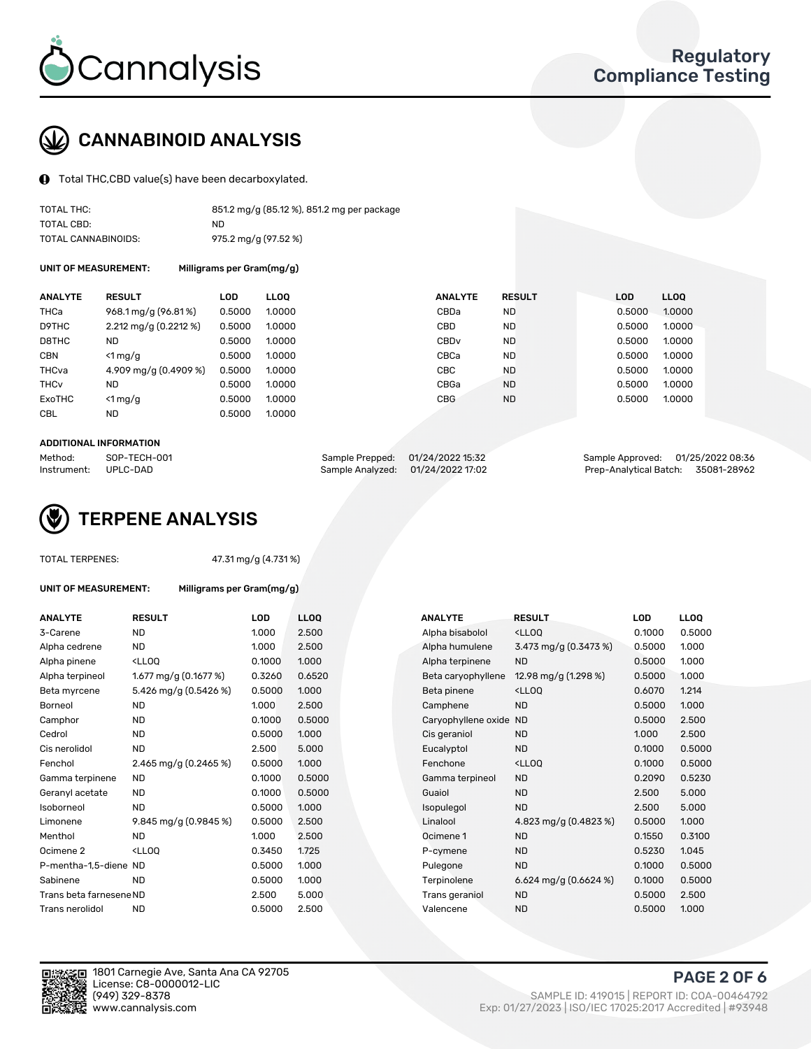# Cannalysis

**Regulatory Compliance Testing**

## CANNABINOID ANALYSIS

Total THC,CBD value(s) have been decarboxylated.

| | |
|---|---|
| TOTAL THC: | 851.2 mg/g (85.12 %), 851.2 mg per package |
| TOTAL CBD: | ND |
| TOTAL CANNABINOIDS: | 975.2 mg/g (97.52 %) |

**UNIT OF MEASUREMENT:** Milligrams per Gram(mg/g)

| ANALYTE | RESULT | LOD | LLOQ | ANALYTE | RESULT | LOD | LLOQ |
|---|---|---|---|---|---|---|---|
| THCa | 968.1 mg/g (96.81 %) | 0.5000 | 1.0000 | CBDa | ND | 0.5000 | 1.0000 |
| D9THC | 2.212 mg/g (0.2212 %) | 0.5000 | 1.0000 | CBD | ND | 0.5000 | 1.0000 |
| D8THC | ND | 0.5000 | 1.0000 | CBDv | ND | 0.5000 | 1.0000 |
| CBN | <1 mg/g | 0.5000 | 1.0000 | CBCa | ND | 0.5000 | 1.0000 |
| THCva | 4.909 mg/g (0.4909 %) | 0.5000 | 1.0000 | CBC | ND | 0.5000 | 1.0000 |
| THCv | ND | 0.5000 | 1.0000 | CBGa | ND | 0.5000 | 1.0000 |
| ExoTHC | <1 mg/g | 0.5000 | 1.0000 | CBG | ND | 0.5000 | 1.0000 |
| CBL | ND | 0.5000 | 1.0000 | | | | |

**ADDITIONAL INFORMATION**

| | | | | | |
|---|---|---|---|---|---|
| Method: | SOP-TECH-001 | Sample Prepped: | 01/24/2022 15:32 | Sample Approved: | 01/25/2022 08:36 |
| Instrument: | UPLC-DAD | Sample Analyzed: | 01/24/2022 17:02 | Prep-Analytical Batch: | 35081-28962 |

## TERPENE ANALYSIS

TOTAL TERPENES: 47.31 mg/g (4.731 %)

**UNIT OF MEASUREMENT:** Milligrams per Gram(mg/g)

| ANALYTE | RESULT | LOD | LLOQ | ANALYTE | RESULT | LOD | LLOQ |
|---|---|---|---|---|---|---|---|
| 3-Carene | ND | 1.000 | 2.500 | Alpha bisabolol | <LLOQ | 0.1000 | 0.5000 |
| Alpha cedrene | ND | 1.000 | 2.500 | Alpha humulene | 3.473 mg/g (0.3473 %) | 0.5000 | 1.000 |
| Alpha pinene | <LLOQ | 0.1000 | 1.000 | Alpha terpinene | ND | 0.5000 | 1.000 |
| Alpha terpineol | 1.677 mg/g (0.1677 %) | 0.3260 | 0.6520 | Beta caryophyllene | 12.98 mg/g (1.298 %) | 0.5000 | 1.000 |
| Beta myrcene | 5.426 mg/g (0.5426 %) | 0.5000 | 1.000 | Beta pinene | <LLOQ | 0.6070 | 1.214 |
| Borneol | ND | 1.000 | 2.500 | Camphene | ND | 0.5000 | 1.000 |
| Camphor | ND | 0.1000 | 0.5000 | Caryophyllene oxide | ND | 0.5000 | 2.500 |
| Cedrol | ND | 0.5000 | 1.000 | Cis geraniol | ND | 1.000 | 2.500 |
| Cis nerolidol | ND | 2.500 | 5.000 | Eucalyptol | ND | 0.1000 | 0.5000 |
| Fenchol | 2.465 mg/g (0.2465 %) | 0.5000 | 1.000 | Fenchone | <LLOQ | 0.1000 | 0.5000 |
| Gamma terpinene | ND | 0.1000 | 0.5000 | Gamma terpineol | ND | 0.2090 | 0.5230 |
| Geranyl acetate | ND | 0.1000 | 0.5000 | Guaiol | ND | 2.500 | 5.000 |
| Isoborneol | ND | 0.5000 | 1.000 | Isopulegol | ND | 2.500 | 5.000 |
| Limonene | 9.845 mg/g (0.9845 %) | 0.5000 | 2.500 | Linalool | 4.823 mg/g (0.4823 %) | 0.5000 | 1.000 |
| Menthol | ND | 1.000 | 2.500 | Ocimene 1 | ND | 0.1550 | 0.3100 |
| Ocimene 2 | <LLOQ | 0.3450 | 1.725 | P-cymene | ND | 0.5230 | 1.045 |
| P-mentha-1,5-diene | ND | 0.5000 | 1.000 | Pulegone | ND | 0.1000 | 0.5000 |
| Sabinene | ND | 0.5000 | 1.000 | Terpinolene | 6.624 mg/g (0.6624 %) | 0.1000 | 0.5000 |
| Trans beta farnesene | ND | 2.500 | 5.000 | Trans geraniol | ND | 0.5000 | 2.500 |
| Trans nerolidol | ND | 0.5000 | 2.500 | Valencene | ND | 0.5000 | 1.000 |

1801 Carnegie Ave, Santa Ana CA 92705
License: C8-0000012-LIC
(949) 329-8378
www.cannalysis.com

SAMPLE ID: 419015 | REPORT ID: COA-00464792
Exp: 01/27/2023 | ISO/IEC 17025:2017 Accredited | #93948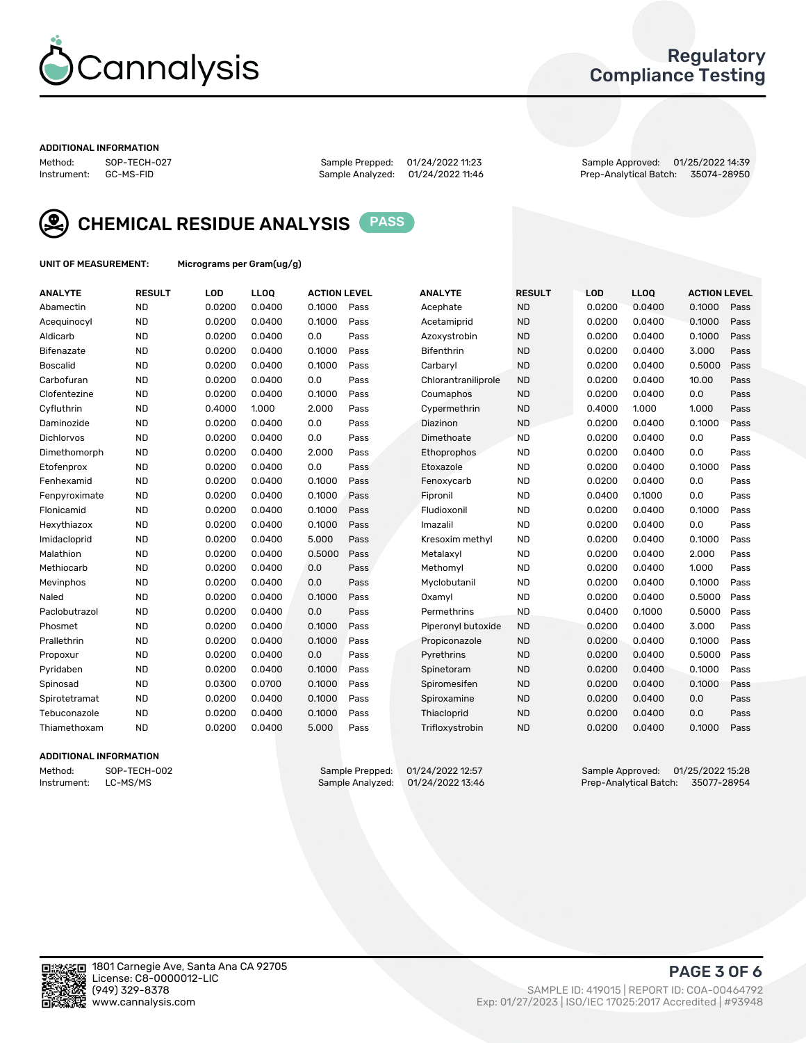# Regulatory Compliance Testing

## ADDITIONAL INFORMATION

Method: SOP-TECH-027
Instrument: GC-MS-FID
Sample Prepped: 01/24/2022 11:23
Sample Analyzed: 01/24/2022 11:46
Sample Approved: 01/25/2022 14:39
Prep-Analytical Batch: 35074-28950

## CHEMICAL RESIDUE ANALYSIS PASS

UNIT OF MEASUREMENT: Micrograms per Gram(ug/g)

| ANALYTE | RESULT | LOD | LLOQ | ACTION LEVEL | | ANALYTE | RESULT | LOD | LLOQ | ACTION LEVEL | |
|---|---|---|---|---|---|---|---|---|---|---|---|
| Abamectin | ND | 0.0200 | 0.0400 | 0.1000 | Pass | Acephate | ND | 0.0200 | 0.0400 | 0.1000 | Pass |
| Acequinocyl | ND | 0.0200 | 0.0400 | 0.1000 | Pass | Acetamiprid | ND | 0.0200 | 0.0400 | 0.1000 | Pass |
| Aldicarb | ND | 0.0200 | 0.0400 | 0.0 | Pass | Azoxystrobin | ND | 0.0200 | 0.0400 | 0.1000 | Pass |
| Bifenazate | ND | 0.0200 | 0.0400 | 0.1000 | Pass | Bifenthrin | ND | 0.0200 | 0.0400 | 3.000 | Pass |
| Boscalid | ND | 0.0200 | 0.0400 | 0.1000 | Pass | Carbaryl | ND | 0.0200 | 0.0400 | 0.5000 | Pass |
| Carbofuran | ND | 0.0200 | 0.0400 | 0.0 | Pass | Chlorantraniliprole | ND | 0.0200 | 0.0400 | 10.00 | Pass |
| Clofentezine | ND | 0.0200 | 0.0400 | 0.1000 | Pass | Coumaphos | ND | 0.0200 | 0.0400 | 0.0 | Pass |
| Cyfluthrin | ND | 0.4000 | 1.000 | 2.000 | Pass | Cypermethrin | ND | 0.4000 | 1.000 | 1.000 | Pass |
| Daminozide | ND | 0.0200 | 0.0400 | 0.0 | Pass | Diazinon | ND | 0.0200 | 0.0400 | 0.1000 | Pass |
| Dichlorvos | ND | 0.0200 | 0.0400 | 0.0 | Pass | Dimethoate | ND | 0.0200 | 0.0400 | 0.0 | Pass |
| Dimethomorph | ND | 0.0200 | 0.0400 | 2.000 | Pass | Ethoprophos | ND | 0.0200 | 0.0400 | 0.0 | Pass |
| Etofenprox | ND | 0.0200 | 0.0400 | 0.0 | Pass | Etoxazole | ND | 0.0200 | 0.0400 | 0.1000 | Pass |
| Fenhexamid | ND | 0.0200 | 0.0400 | 0.1000 | Pass | Fenoxycarb | ND | 0.0200 | 0.0400 | 0.0 | Pass |
| Fenpyroximate | ND | 0.0200 | 0.0400 | 0.1000 | Pass | Fipronil | ND | 0.0400 | 0.1000 | 0.0 | Pass |
| Flonicamid | ND | 0.0200 | 0.0400 | 0.1000 | Pass | Fludioxonil | ND | 0.0200 | 0.0400 | 0.1000 | Pass |
| Hexythiazox | ND | 0.0200 | 0.0400 | 0.1000 | Pass | Imazalil | ND | 0.0200 | 0.0400 | 0.0 | Pass |
| Imidacloprid | ND | 0.0200 | 0.0400 | 5.000 | Pass | Kresoxim methyl | ND | 0.0200 | 0.0400 | 0.1000 | Pass |
| Malathion | ND | 0.0200 | 0.0400 | 0.5000 | Pass | Metalaxyl | ND | 0.0200 | 0.0400 | 2.000 | Pass |
| Methiocarb | ND | 0.0200 | 0.0400 | 0.0 | Pass | Methomyl | ND | 0.0200 | 0.0400 | 1.000 | Pass |
| Mevinphos | ND | 0.0200 | 0.0400 | 0.0 | Pass | Myclobutanil | ND | 0.0200 | 0.0400 | 0.1000 | Pass |
| Naled | ND | 0.0200 | 0.0400 | 0.1000 | Pass | Oxamyl | ND | 0.0200 | 0.0400 | 0.5000 | Pass |
| Paclobutrazol | ND | 0.0200 | 0.0400 | 0.0 | Pass | Permethrins | ND | 0.0400 | 0.1000 | 0.5000 | Pass |
| Phosmet | ND | 0.0200 | 0.0400 | 0.1000 | Pass | Piperonyl butoxide | ND | 0.0200 | 0.0400 | 3.000 | Pass |
| Prallethrin | ND | 0.0200 | 0.0400 | 0.1000 | Pass | Propiconazole | ND | 0.0200 | 0.0400 | 0.1000 | Pass |
| Propoxur | ND | 0.0200 | 0.0400 | 0.0 | Pass | Pyrethrins | ND | 0.0200 | 0.0400 | 0.5000 | Pass |
| Pyridaben | ND | 0.0200 | 0.0400 | 0.1000 | Pass | Spinetoram | ND | 0.0200 | 0.0400 | 0.1000 | Pass |
| Spinosad | ND | 0.0300 | 0.0700 | 0.1000 | Pass | Spiromesifen | ND | 0.0200 | 0.0400 | 0.1000 | Pass |
| Spirotetramat | ND | 0.0200 | 0.0400 | 0.1000 | Pass | Spiroxamine | ND | 0.0200 | 0.0400 | 0.0 | Pass |
| Tebuconazole | ND | 0.0200 | 0.0400 | 0.1000 | Pass | Thiacloprid | ND | 0.0200 | 0.0400 | 0.0 | Pass |
| Thiamethoxam | ND | 0.0200 | 0.0400 | 5.000 | Pass | Trifloxystrobin | ND | 0.0200 | 0.0400 | 0.1000 | Pass |

## ADDITIONAL INFORMATION

Method: SOP-TECH-002
Instrument: LC-MS/MS
Sample Prepped: 01/24/2022 12:57
Sample Analyzed: 01/24/2022 13:46
Sample Approved: 01/25/2022 15:28
Prep-Analytical Batch: 35077-28954

1801 Carnegie Ave, Santa Ana CA 92705
License: C8-0000012-LIC
(949) 329-8378
www.cannalysis.com

SAMPLE ID: 419015 | REPORT ID: COA-00464792
Exp: 01/27/2023 | ISO/IEC 17025:2017 Accredited | #93948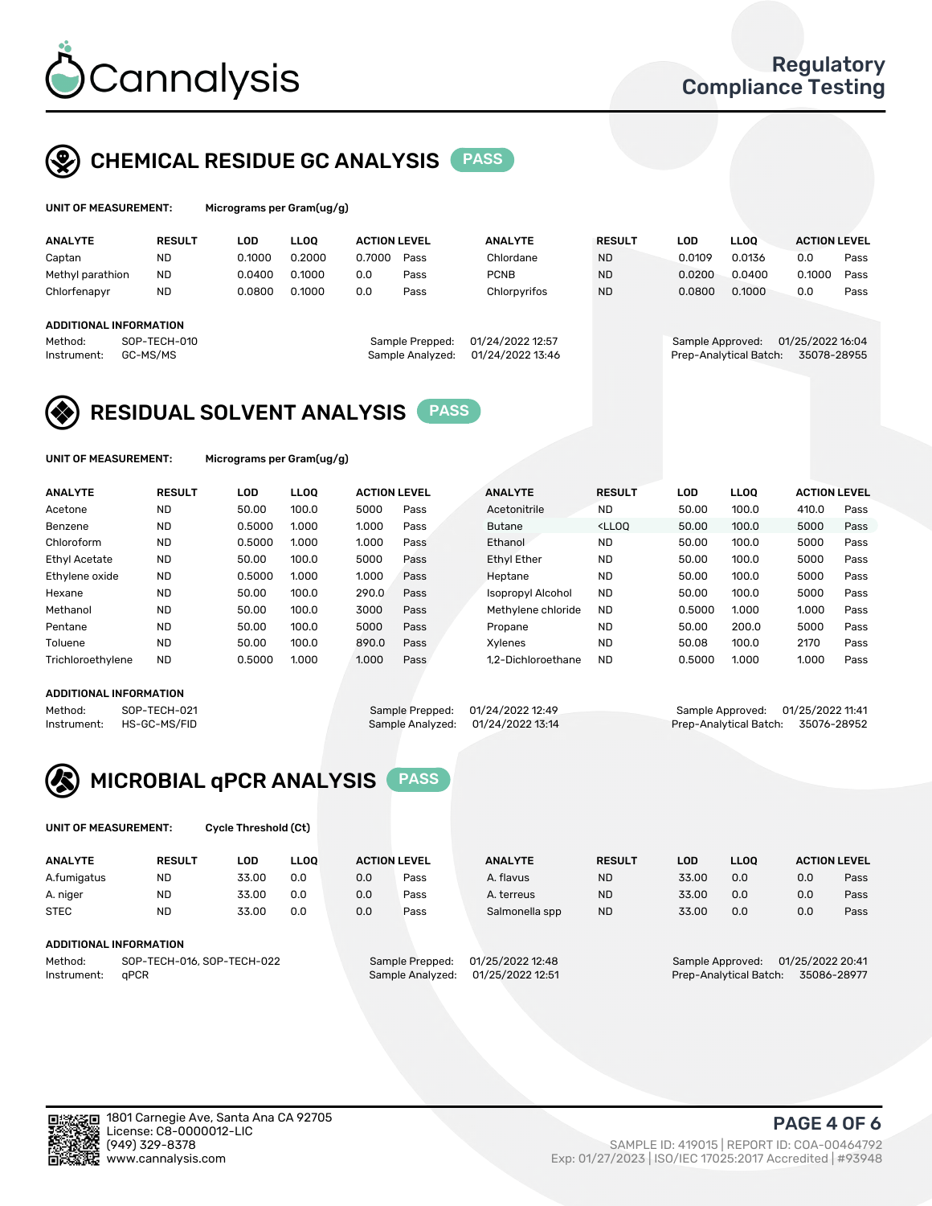# Cannalysis

Regulatory Compliance Testing

## CHEMICAL RESIDUE GC ANALYSIS PASS

**UNIT OF MEASUREMENT:** Micrograms per Gram(ug/g)

| ANALYTE | RESULT | LOD | LLOQ | ACTION LEVEL | | ANALYTE | RESULT | LOD | LLOQ | ACTION LEVEL | |
|---|---|---|---|---|---|---|---|---|---|---|---|
| Captan | ND | 0.1000 | 0.2000 | 0.7000 | Pass | Chlordane | ND | 0.0109 | 0.0136 | 0.0 | Pass |
| Methyl parathion | ND | 0.0400 | 0.1000 | 0.0 | Pass | PCNB | ND | 0.0200 | 0.0400 | 0.1000 | Pass |
| Chlorfenapyr | ND | 0.0800 | 0.1000 | 0.0 | Pass | Chlorpyrifos | ND | 0.0800 | 0.1000 | 0.0 | Pass |

**ADDITIONAL INFORMATION**

Method: SOP-TECH-010
Instrument: GC-MS/MS
Sample Prepped: 01/24/2022 12:57
Sample Analyzed: 01/24/2022 13:46
Sample Approved: 01/25/2022 16:04
Prep-Analytical Batch: 35078-28955

## RESIDUAL SOLVENT ANALYSIS PASS

**UNIT OF MEASUREMENT:** Micrograms per Gram(ug/g)

| ANALYTE | RESULT | LOD | LLOQ | ACTION LEVEL | | ANALYTE | RESULT | LOD | LLOQ | ACTION LEVEL | |
|---|---|---|---|---|---|---|---|---|---|---|---|
| Acetone | ND | 50.00 | 100.0 | 5000 | Pass | Acetonitrile | ND | 50.00 | 100.0 | 410.0 | Pass |
| Benzene | ND | 0.5000 | 1.000 | 1.000 | Pass | Butane | <LLOQ | 50.00 | 100.0 | 5000 | Pass |
| Chloroform | ND | 0.5000 | 1.000 | 1.000 | Pass | Ethanol | ND | 50.00 | 100.0 | 5000 | Pass |
| Ethyl Acetate | ND | 50.00 | 100.0 | 5000 | Pass | Ethyl Ether | ND | 50.00 | 100.0 | 5000 | Pass |
| Ethylene oxide | ND | 0.5000 | 1.000 | 1.000 | Pass | Heptane | ND | 50.00 | 100.0 | 5000 | Pass |
| Hexane | ND | 50.00 | 100.0 | 290.0 | Pass | Isopropyl Alcohol | ND | 50.00 | 100.0 | 5000 | Pass |
| Methanol | ND | 50.00 | 100.0 | 3000 | Pass | Methylene chloride | ND | 0.5000 | 1.000 | 1.000 | Pass |
| Pentane | ND | 50.00 | 100.0 | 5000 | Pass | Propane | ND | 50.00 | 200.0 | 5000 | Pass |
| Toluene | ND | 50.00 | 100.0 | 890.0 | Pass | Xylenes | ND | 50.08 | 100.0 | 2170 | Pass |
| Trichloroethylene | ND | 0.5000 | 1.000 | 1.000 | Pass | 1,2-Dichloroethane | ND | 0.5000 | 1.000 | 1.000 | Pass |

**ADDITIONAL INFORMATION**

Method: SOP-TECH-021
Instrument: HS-GC-MS/FID
Sample Prepped: 01/24/2022 12:49
Sample Analyzed: 01/24/2022 13:14
Sample Approved: 01/25/2022 11:41
Prep-Analytical Batch: 35076-28952

## MICROBIAL qPCR ANALYSIS PASS

**UNIT OF MEASUREMENT:** Cycle Threshold (Ct)

| ANALYTE | RESULT | LOD | LLOQ | ACTION LEVEL | | ANALYTE | RESULT | LOD | LLOQ | ACTION LEVEL | |
|---|---|---|---|---|---|---|---|---|---|---|---|
| A.fumigatus | ND | 33.00 | 0.0 | 0.0 | Pass | A. flavus | ND | 33.00 | 0.0 | 0.0 | Pass |
| A. niger | ND | 33.00 | 0.0 | 0.0 | Pass | A. terreus | ND | 33.00 | 0.0 | 0.0 | Pass |
| STEC | ND | 33.00 | 0.0 | 0.0 | Pass | Salmonella spp | ND | 33.00 | 0.0 | 0.0 | Pass |

**ADDITIONAL INFORMATION**

Method: SOP-TECH-016, SOP-TECH-022
Instrument: qPCR
Sample Prepped: 01/25/2022 12:48
Sample Analyzed: 01/25/2022 12:51
Sample Approved: 01/25/2022 20:41
Prep-Analytical Batch: 35086-28977

1801 Carnegie Ave, Santa Ana CA 92705
License: C8-0000012-LIC
(949) 329-8378
www.cannalysis.com

SAMPLE ID: 419015 | REPORT ID: COA-00464792
Exp: 01/27/2023 | ISO/IEC 17025:2017 Accredited | #93948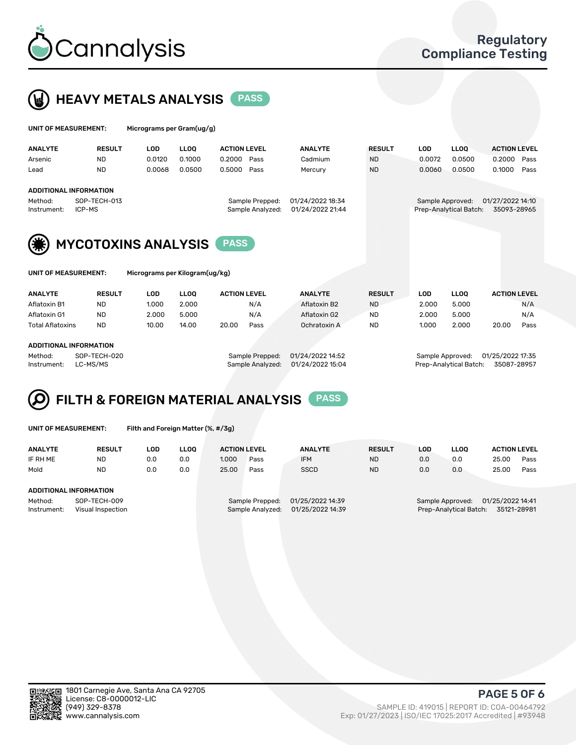# Cannalysis

Regulatory Compliance Testing

## HEAVY METALS ANALYSIS PASS

**UNIT OF MEASUREMENT:** Micrograms per Gram(ug/g)

| ANALYTE | RESULT | LOD | LLOQ | ACTION LEVEL | | ANALYTE | RESULT | LOD | LLOQ | ACTION LEVEL | |
|---|---|---|---|---|---|---|---|---|---|---|---|
| Arsenic | ND | 0.0120 | 0.1000 | 0.2000 | Pass | Cadmium | ND | 0.0072 | 0.0500 | 0.2000 | Pass |
| Lead | ND | 0.0068 | 0.0500 | 0.5000 | Pass | Mercury | ND | 0.0060 | 0.0500 | 0.1000 | Pass |

**ADDITIONAL INFORMATION**

Method: SOP-TECH-013
Instrument: ICP-MS
Sample Prepped: 01/24/2022 18:34
Sample Analyzed: 01/24/2022 21:44
Sample Approved: 01/27/2022 14:10
Prep-Analytical Batch: 35093-28965

## MYCOTOXINS ANALYSIS PASS

**UNIT OF MEASUREMENT:** Micrograms per Kilogram(ug/kg)

| ANALYTE | RESULT | LOD | LLOQ | ACTION LEVEL | | ANALYTE | RESULT | LOD | LLOQ | ACTION LEVEL | |
|---|---|---|---|---|---|---|---|---|---|---|---|
| Aflatoxin B1 | ND | 1.000 | 2.000 | | N/A | Aflatoxin B2 | ND | 2.000 | 5.000 | | N/A |
| Aflatoxin G1 | ND | 2.000 | 5.000 | | N/A | Aflatoxin G2 | ND | 2.000 | 5.000 | | N/A |
| Total Aflatoxins | ND | 10.00 | 14.00 | 20.00 | Pass | Ochratoxin A | ND | 1.000 | 2.000 | 20.00 | Pass |

**ADDITIONAL INFORMATION**

Method: SOP-TECH-020
Instrument: LC-MS/MS
Sample Prepped: 01/24/2022 14:52
Sample Analyzed: 01/24/2022 15:04
Sample Approved: 01/25/2022 17:35
Prep-Analytical Batch: 35087-28957

## FILTH & FOREIGN MATERIAL ANALYSIS PASS

**UNIT OF MEASUREMENT:** Filth and Foreign Matter (%, #/3g)

| ANALYTE | RESULT | LOD | LLOQ | ACTION LEVEL | | ANALYTE | RESULT | LOD | LLOQ | ACTION LEVEL | |
|---|---|---|---|---|---|---|---|---|---|---|---|
| IF RH ME | ND | 0.0 | 0.0 | 1.000 | Pass | IFM | ND | 0.0 | 0.0 | 25.00 | Pass |
| Mold | ND | 0.0 | 0.0 | 25.00 | Pass | SSCD | ND | 0.0 | 0.0 | 25.00 | Pass |

**ADDITIONAL INFORMATION**

Method: SOP-TECH-009
Instrument: Visual Inspection
Sample Prepped: 01/25/2022 14:39
Sample Analyzed: 01/25/2022 14:39
Sample Approved: 01/25/2022 14:41
Prep-Analytical Batch: 35121-28981

1801 Carnegie Ave, Santa Ana CA 92705
License: C8-0000012-LIC
(949) 329-8378
www.cannalysis.com

SAMPLE ID: 419015 | REPORT ID: COA-00464792
Exp: 01/27/2023 | ISO/IEC 17025:2017 Accredited | #93948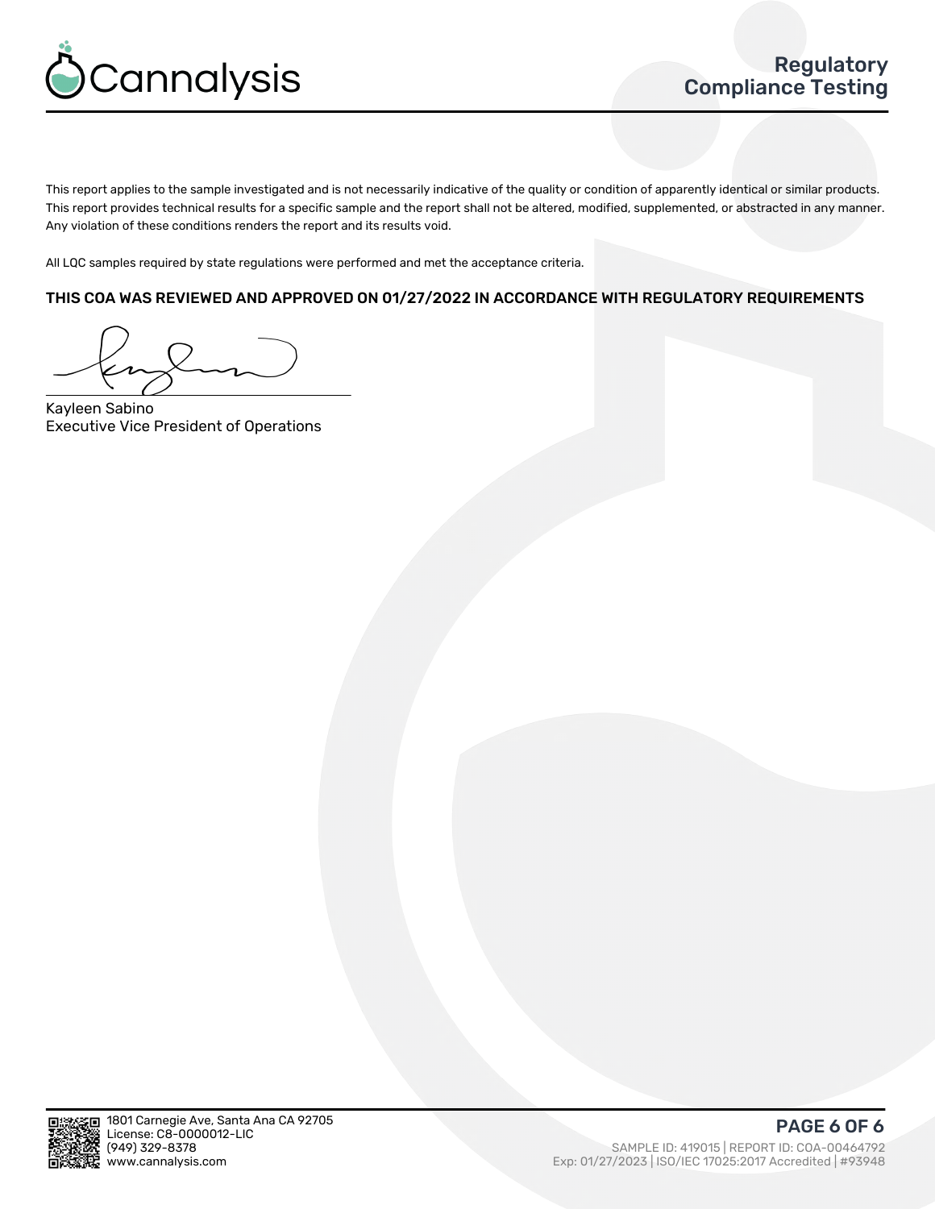This report applies to the sample investigated and is not necessarily indicative of the quality or condition of apparently identical or similar products. This report provides technical results for a specific sample and the report shall not be altered, modified, supplemented, or abstracted in any manner. Any violation of these conditions renders the report and its results void.

All LQC samples required by state regulations were performed and met the acceptance criteria.

**THIS COA WAS REVIEWED AND APPROVED ON 01/27/2022 IN ACCORDANCE WITH REGULATORY REQUIREMENTS**

Kayleen Sabino
Executive Vice President of Operations

1801 Carnegie Ave, Santa Ana CA 92705
License: C8-0000012-LIC
(949) 329-8378
www.cannalysis.com

SAMPLE ID: 419015 | REPORT ID: COA-00464792
Exp: 01/27/2023 | ISO/IEC 17025:2017 Accredited | #93948